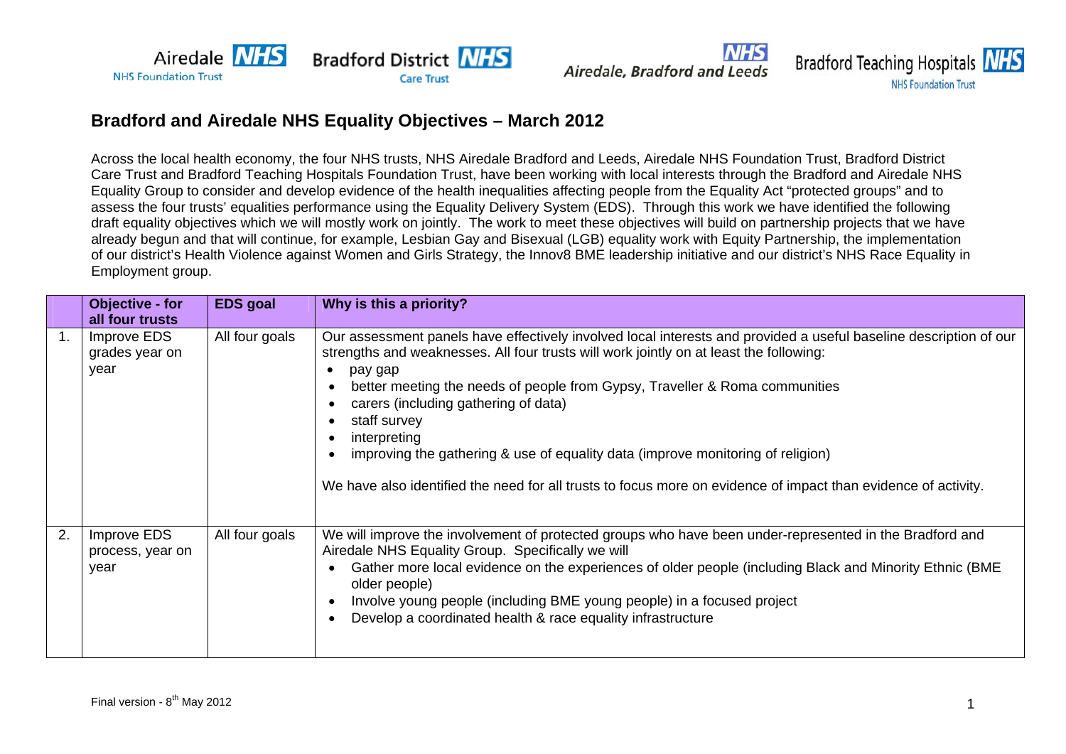# Bradford and Airedale NHS Equality Objectives – March 2012

Across the local health economy, the four NHS trusts, NHS Airedale Bradford and Leeds, Airedale NHS Foundation Trust, Bradford District Care Trust and Bradford Teaching Hospitals Foundation Trust, have been working with local interests through the Bradford and Airedale NHS Equality Group to consider and develop evidence of the health inequalities affecting people from the Equality Act "protected groups" and to assess the four trusts' equalities performance using the Equality Delivery System (EDS). Through this work we have identified the following draft equality objectives which we will mostly work on jointly. The work to meet these objectives will build on partnership projects that we have already begun and that will continue, for example, Lesbian Gay and Bisexual (LGB) equality work with Equity Partnership, the implementation of our district's Health Violence against Women and Girls Strategy, the Innov8 BME leadership initiative and our district's NHS Race Equality in Employment group.

| | Objective - for all four trusts | EDS goal | Why is this a priority? |
|---|---|---|---|
| 1. | Improve EDS grades year on year | All four goals | Our assessment panels have effectively involved local interests and provided a useful baseline description of our strengths and weaknesses. All four trusts will work jointly on at least the following:<br>• pay gap<br>• better meeting the needs of people from Gypsy, Traveller & Roma communities<br>• carers (including gathering of data)<br>• staff survey<br>• interpreting<br>• improving the gathering & use of equality data (improve monitoring of religion)<br><br>We have also identified the need for all trusts to focus more on evidence of impact than evidence of activity. |
| 2. | Improve EDS process, year on year | All four goals | We will improve the involvement of protected groups who have been under-represented in the Bradford and Airedale NHS Equality Group. Specifically we will<br>• Gather more local evidence on the experiences of older people (including Black and Minority Ethnic (BME older people)<br>• Involve young people (including BME young people) in a focused project<br>• Develop a coordinated health & race equality infrastructure |

Final version - 8th May 2012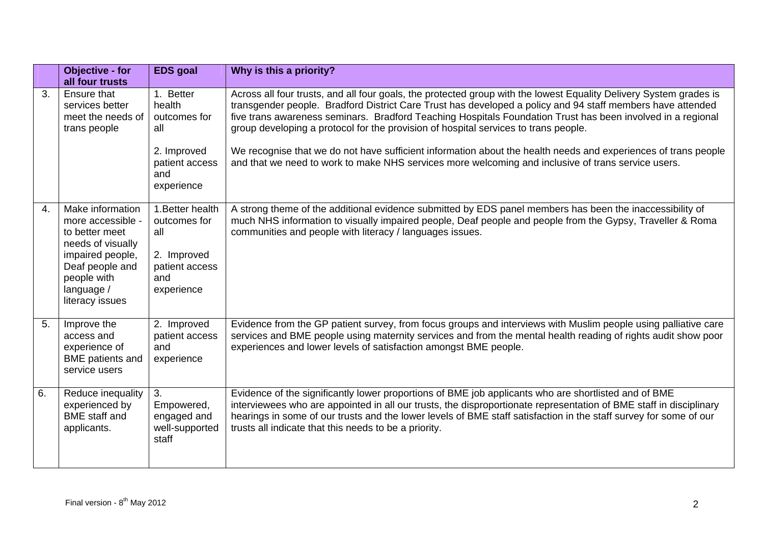| | Objective - for all four trusts | EDS goal | Why is this a priority? |
|---|---|---|---|
| 3. | Ensure that services better meet the needs of trans people | 1. Better health outcomes for all<br><br>2. Improved patient access and experience | Across all four trusts, and all four goals, the protected group with the lowest Equality Delivery System grades is transgender people. Bradford District Care Trust has developed a policy and 94 staff members have attended five trans awareness seminars. Bradford Teaching Hospitals Foundation Trust has been involved in a regional group developing a protocol for the provision of hospital services to trans people.<br><br>We recognise that we do not have sufficient information about the health needs and experiences of trans people and that we need to work to make NHS services more welcoming and inclusive of trans service users. |
| 4. | Make information more accessible - to better meet needs of visually impaired people, Deaf people and people with language / literacy issues | 1.Better health outcomes for all<br><br>2. Improved patient access and experience | A strong theme of the additional evidence submitted by EDS panel members has been the inaccessibility of much NHS information to visually impaired people, Deaf people and people from the Gypsy, Traveller & Roma communities and people with literacy / languages issues. |
| 5. | Improve the access and experience of BME patients and service users | 2. Improved patient access and experience | Evidence from the GP patient survey, from focus groups and interviews with Muslim people using palliative care services and BME people using maternity services and from the mental health reading of rights audit show poor experiences and lower levels of satisfaction amongst BME people. |
| 6. | Reduce inequality experienced by BME staff and applicants. | 3. Empowered, engaged and well-supported staff | Evidence of the significantly lower proportions of BME job applicants who are shortlisted and of BME interviewees who are appointed in all our trusts, the disproportionate representation of BME staff in disciplinary hearings in some of our trusts and the lower levels of BME staff satisfaction in the staff survey for some of our trusts all indicate that this needs to be a priority. |

Final version - 8th May 2012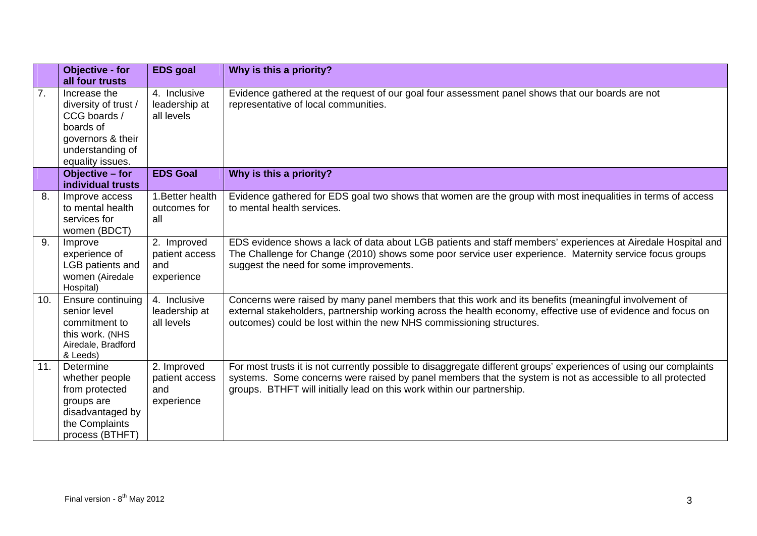| | Objective - for all four trusts | EDS goal | Why is this a priority? |
|---|---|---|---|
| 7. | Increase the diversity of trust / CCG boards / boards of governors & their understanding of equality issues. | 4. Inclusive leadership at all levels | Evidence gathered at the request of our goal four assessment panel shows that our boards are not representative of local communities. |
| | **Objective – for individual trusts** | **EDS Goal** | **Why is this a priority?** |
| 8. | Improve access to mental health services for women (BDCT) | 1.Better health outcomes for all | Evidence gathered for EDS goal two shows that women are the group with most inequalities in terms of access to mental health services. |
| 9. | Improve experience of LGB patients and women (Airedale Hospital) | 2. Improved patient access and experience | EDS evidence shows a lack of data about LGB patients and staff members' experiences at Airedale Hospital and The Challenge for Change (2010) shows some poor service user experience. Maternity service focus groups suggest the need for some improvements. |
| 10. | Ensure continuing senior level commitment to this work. (NHS Airedale, Bradford & Leeds) | 4. Inclusive leadership at all levels | Concerns were raised by many panel members that this work and its benefits (meaningful involvement of external stakeholders, partnership working across the health economy, effective use of evidence and focus on outcomes) could be lost within the new NHS commissioning structures. |
| 11. | Determine whether people from protected groups are disadvantaged by the Complaints process (BTHFT) | 2. Improved patient access and experience | For most trusts it is not currently possible to disaggregate different groups' experiences of using our complaints systems. Some concerns were raised by panel members that the system is not as accessible to all protected groups. BTHFT will initially lead on this work within our partnership. |

Final version - 8th May 2012